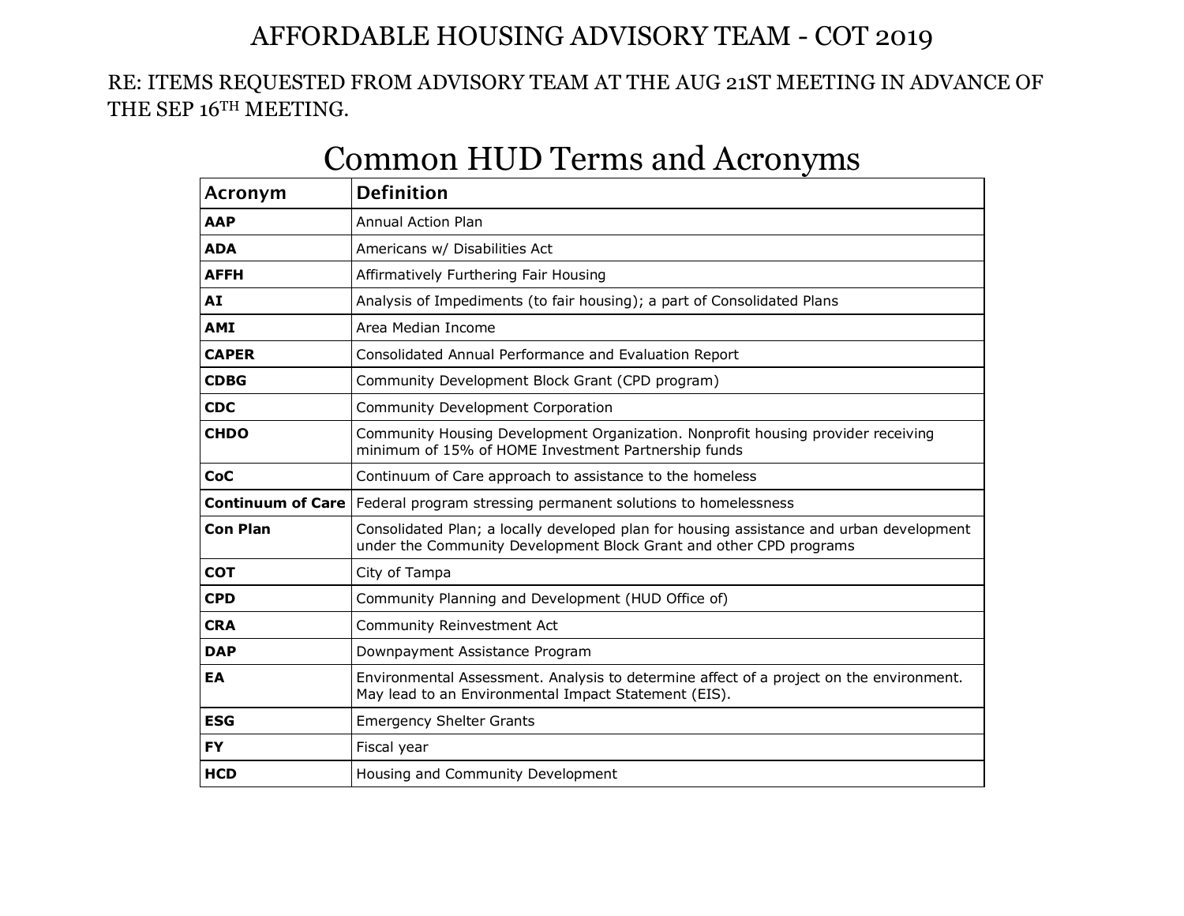# AFFORDABLE HOUSING ADVISORY TEAM - COT 2019

RE: ITEMS REQUESTED FROM ADVISORY TEAM AT THE AUG 21ST MEETING IN ADVANCE OF THE SEP 16TH MEETING.

## Common HUD Terms and Acronyms

| Acronym | Definition |
|---|---|
| **AAP** | Annual Action Plan |
| **ADA** | Americans w/ Disabilities Act |
| **AFFH** | Affirmatively Furthering Fair Housing |
| **AI** | Analysis of Impediments (to fair housing); a part of Consolidated Plans |
| **AMI** | Area Median Income |
| **CAPER** | Consolidated Annual Performance and Evaluation Report |
| **CDBG** | Community Development Block Grant (CPD program) |
| **CDC** | Community Development Corporation |
| **CHDO** | Community Housing Development Organization. Nonprofit housing provider receiving minimum of 15% of HOME Investment Partnership funds |
| **CoC** | Continuum of Care approach to assistance to the homeless |
| **Continuum of Care** | Federal program stressing permanent solutions to homelessness |
| **Con Plan** | Consolidated Plan; a locally developed plan for housing assistance and urban development under the Community Development Block Grant and other CPD programs |
| **COT** | City of Tampa |
| **CPD** | Community Planning and Development (HUD Office of) |
| **CRA** | Community Reinvestment Act |
| **DAP** | Downpayment Assistance Program |
| **EA** | Environmental Assessment. Analysis to determine affect of a project on the environment. May lead to an Environmental Impact Statement (EIS). |
| **ESG** | Emergency Shelter Grants |
| **FY** | Fiscal year |
| **HCD** | Housing and Community Development |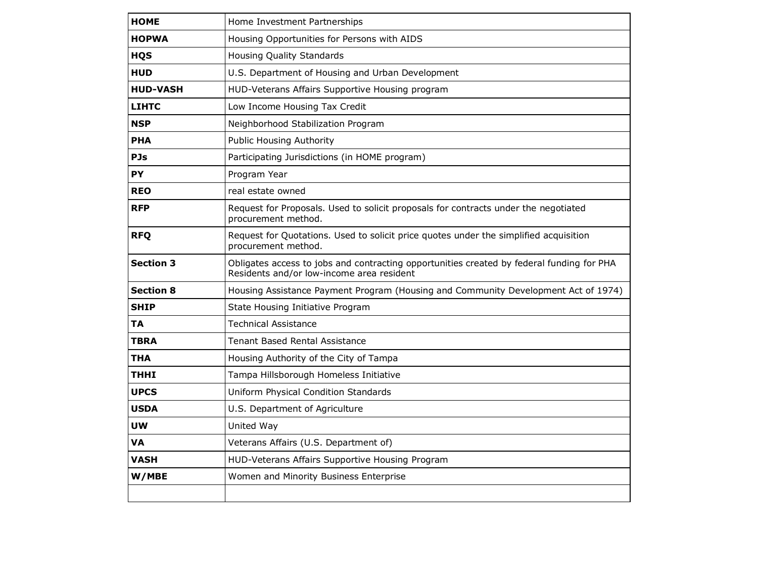| | |
|---|---|
| **HOME** | Home Investment Partnerships |
| **HOPWA** | Housing Opportunities for Persons with AIDS |
| **HQS** | Housing Quality Standards |
| **HUD** | U.S. Department of Housing and Urban Development |
| **HUD-VASH** | HUD-Veterans Affairs Supportive Housing program |
| **LIHTC** | Low Income Housing Tax Credit |
| **NSP** | Neighborhood Stabilization Program |
| **PHA** | Public Housing Authority |
| **PJs** | Participating Jurisdictions (in HOME program) |
| **PY** | Program Year |
| **REO** | real estate owned |
| **RFP** | Request for Proposals. Used to solicit proposals for contracts under the negotiated procurement method. |
| **RFQ** | Request for Quotations. Used to solicit price quotes under the simplified acquisition procurement method. |
| **Section 3** | Obligates access to jobs and contracting opportunities created by federal funding for PHA Residents and/or low-income area resident |
| **Section 8** | Housing Assistance Payment Program (Housing and Community Development Act of 1974) |
| **SHIP** | State Housing Initiative Program |
| **TA** | Technical Assistance |
| **TBRA** | Tenant Based Rental Assistance |
| **THA** | Housing Authority of the City of Tampa |
| **THHI** | Tampa Hillsborough Homeless Initiative |
| **UPCS** | Uniform Physical Condition Standards |
| **USDA** | U.S. Department of Agriculture |
| **UW** | United Way |
| **VA** | Veterans Affairs (U.S. Department of) |
| **VASH** | HUD-Veterans Affairs Supportive Housing Program |
| **W/MBE** | Women and Minority Business Enterprise |
| | |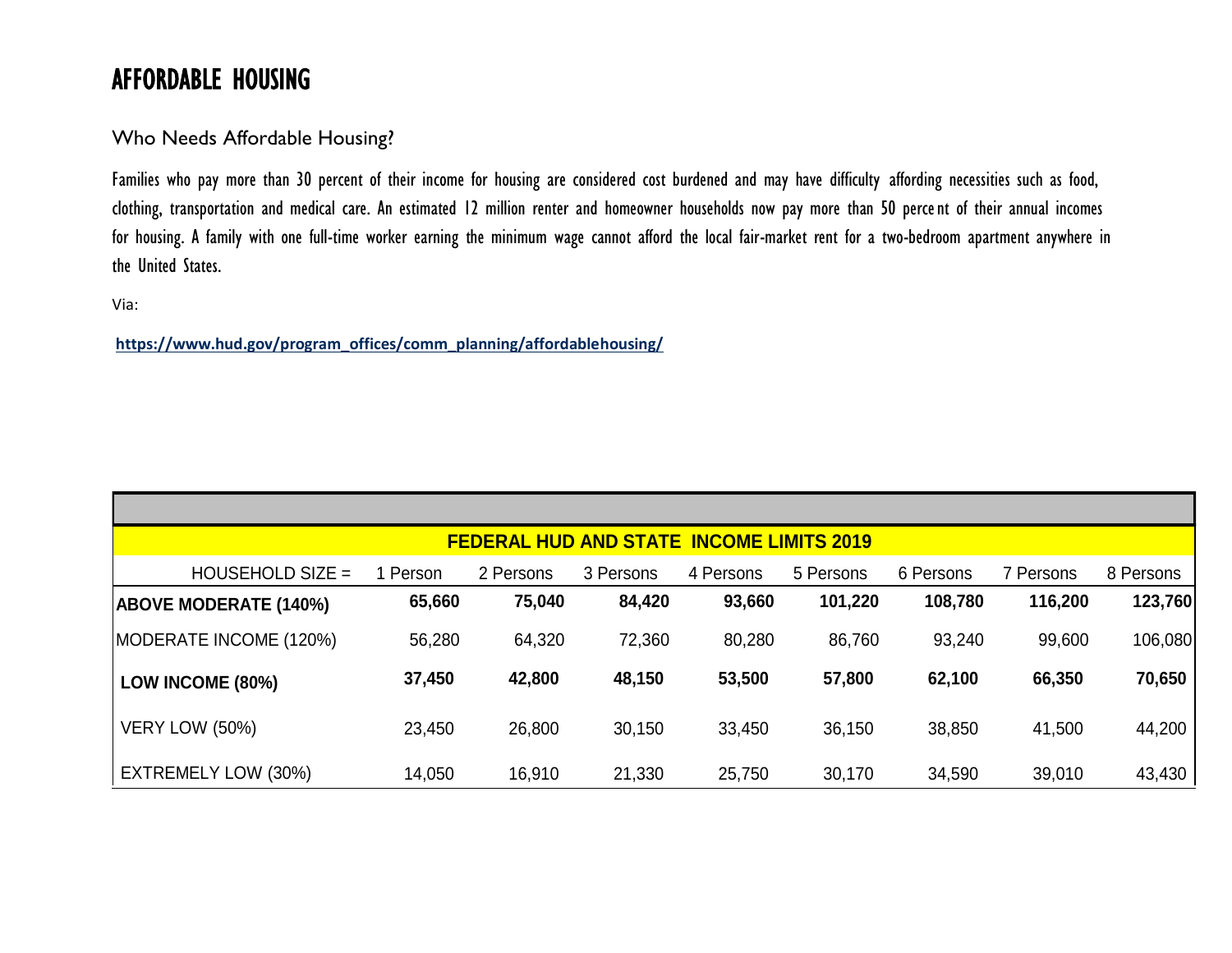# AFFORDABLE HOUSING

## Who Needs Affordable Housing?

Families who pay more than 30 percent of their income for housing are considered cost burdened and may have difficulty affording necessities such as food, clothing, transportation and medical care. An estimated 12 million renter and homeowner households now pay more than 50 percent of their annual incomes for housing. A family with one full-time worker earning the minimum wage cannot afford the local fair-market rent for a two-bedroom apartment anywhere in the United States.

Via:

**https://www.hud.gov/program_offices/comm_planning/affordablehousing/**

| FEDERAL HUD AND STATE INCOME LIMITS 2019 | | | | | | | | |
|---|---|---|---|---|---|---|---|---|
| HOUSEHOLD SIZE = | 1 Person | 2 Persons | 3 Persons | 4 Persons | 5 Persons | 6 Persons | 7 Persons | 8 Persons |
| **ABOVE MODERATE (140%)** | **65,660** | **75,040** | **84,420** | **93,660** | **101,220** | **108,780** | **116,200** | **123,760** |
| MODERATE INCOME (120%) | 56,280 | 64,320 | 72,360 | 80,280 | 86,760 | 93,240 | 99,600 | 106,080 |
| **LOW INCOME (80%)** | **37,450** | **42,800** | **48,150** | **53,500** | **57,800** | **62,100** | **66,350** | **70,650** |
| VERY LOW (50%) | 23,450 | 26,800 | 30,150 | 33,450 | 36,150 | 38,850 | 41,500 | 44,200 |
| EXTREMELY LOW (30%) | 14,050 | 16,910 | 21,330 | 25,750 | 30,170 | 34,590 | 39,010 | 43,430 |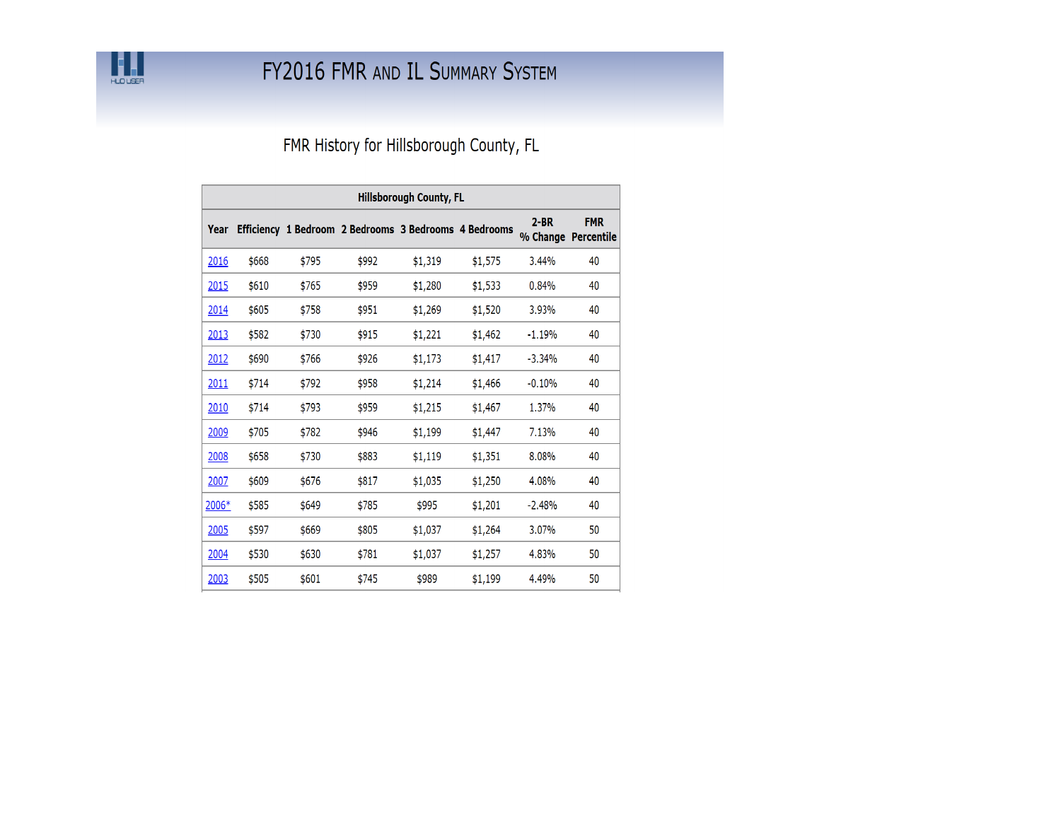# FY2016 FMR and IL Summary System

## FMR History for Hillsborough County, FL

| Hillsborough County, FL | | | | | | | |
|---|---|---|---|---|---|---|---|
| Year | Efficiency | 1 Bedroom | 2 Bedrooms | 3 Bedrooms | 4 Bedrooms | 2-BR % Change | FMR Percentile |
| 2016 | $668 | $795 | $992 | $1,319 | $1,575 | 3.44% | 40 |
| 2015 | $610 | $765 | $959 | $1,280 | $1,533 | 0.84% | 40 |
| 2014 | $605 | $758 | $951 | $1,269 | $1,520 | 3.93% | 40 |
| 2013 | $582 | $730 | $915 | $1,221 | $1,462 | -1.19% | 40 |
| 2012 | $690 | $766 | $926 | $1,173 | $1,417 | -3.34% | 40 |
| 2011 | $714 | $792 | $958 | $1,214 | $1,466 | -0.10% | 40 |
| 2010 | $714 | $793 | $959 | $1,215 | $1,467 | 1.37% | 40 |
| 2009 | $705 | $782 | $946 | $1,199 | $1,447 | 7.13% | 40 |
| 2008 | $658 | $730 | $883 | $1,119 | $1,351 | 8.08% | 40 |
| 2007 | $609 | $676 | $817 | $1,035 | $1,250 | 4.08% | 40 |
| 2006* | $585 | $649 | $785 | $995 | $1,201 | -2.48% | 40 |
| 2005 | $597 | $669 | $805 | $1,037 | $1,264 | 3.07% | 50 |
| 2004 | $530 | $630 | $781 | $1,037 | $1,257 | 4.83% | 50 |
| 2003 | $505 | $601 | $745 | $989 | $1,199 | 4.49% | 50 |